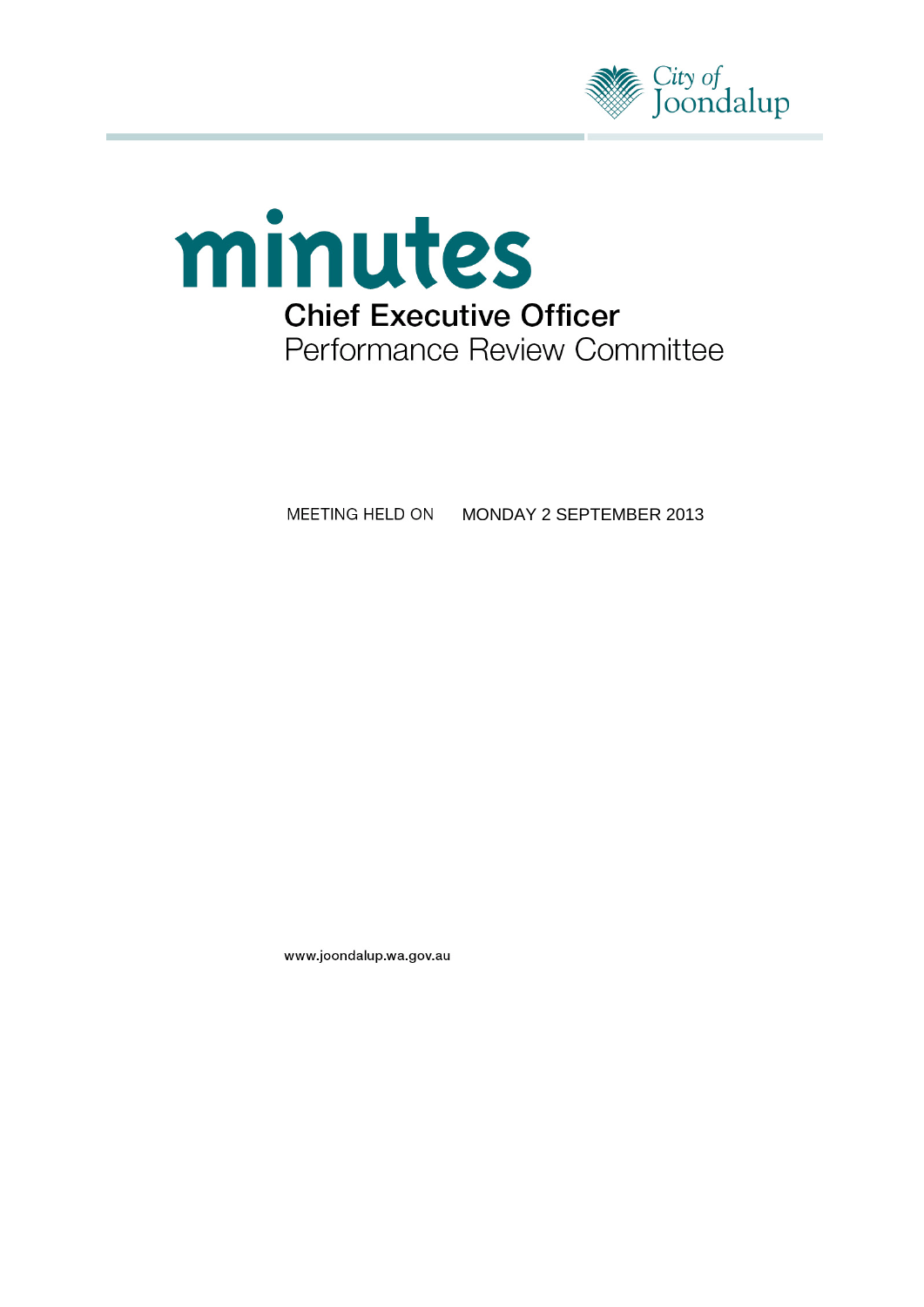City of Joondalup

# minutes

## Chief Executive Officer
Performance Review Committee

MEETING HELD ON MONDAY 2 SEPTEMBER 2013

www.joondalup.wa.gov.au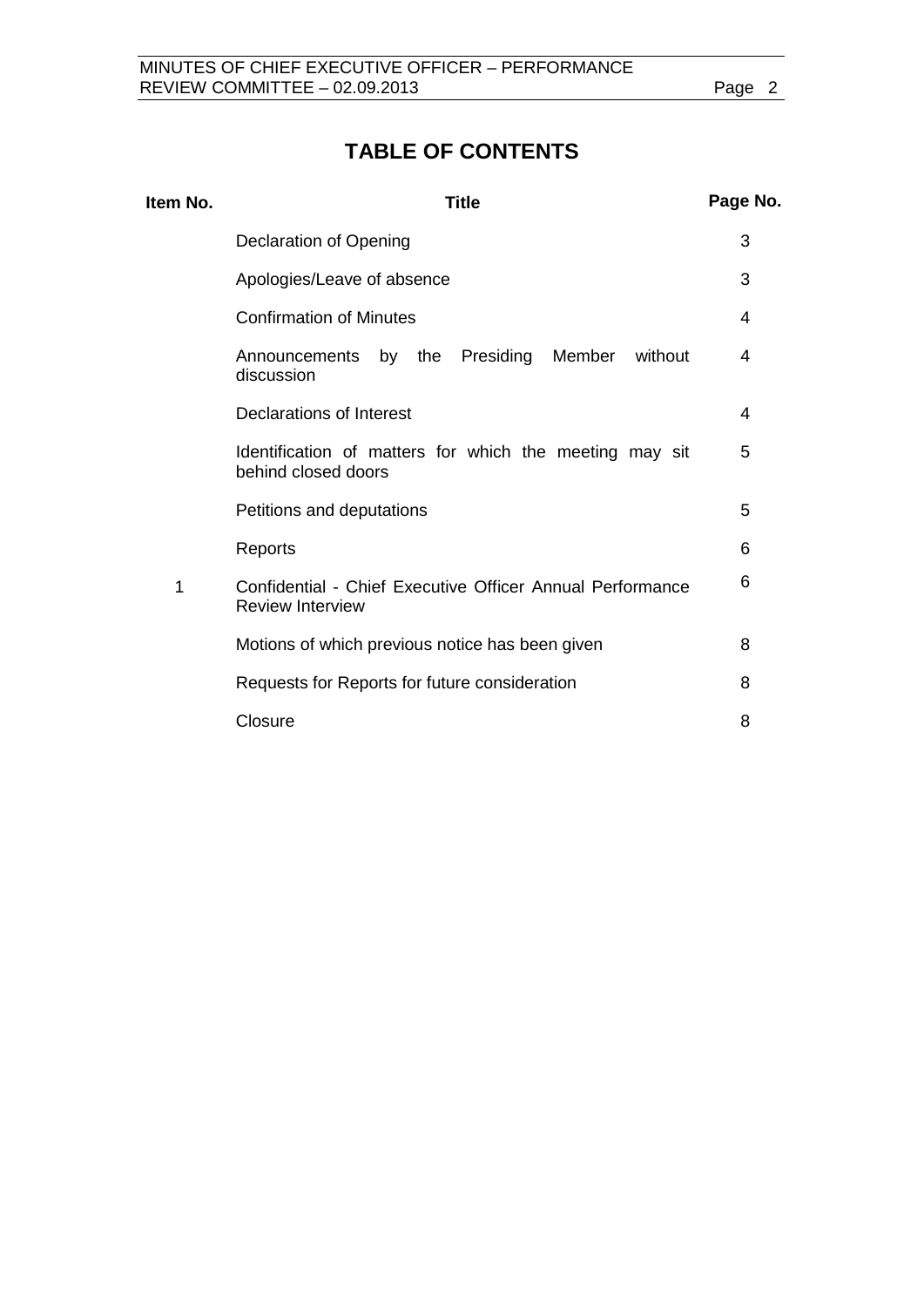# TABLE OF CONTENTS

| Item No. | Title | Page No. |
|---|---|---|
| | Declaration of Opening | 3 |
| | Apologies/Leave of absence | 3 |
| | Confirmation of Minutes | 4 |
| | Announcements by the Presiding Member without discussion | 4 |
| | Declarations of Interest | 4 |
| | Identification of matters for which the meeting may sit behind closed doors | 5 |
| | Petitions and deputations | 5 |
| | Reports | 6 |
| 1 | Confidential - Chief Executive Officer Annual Performance Review Interview | 6 |
| | Motions of which previous notice has been given | 8 |
| | Requests for Reports for future consideration | 8 |
| | Closure | 8 |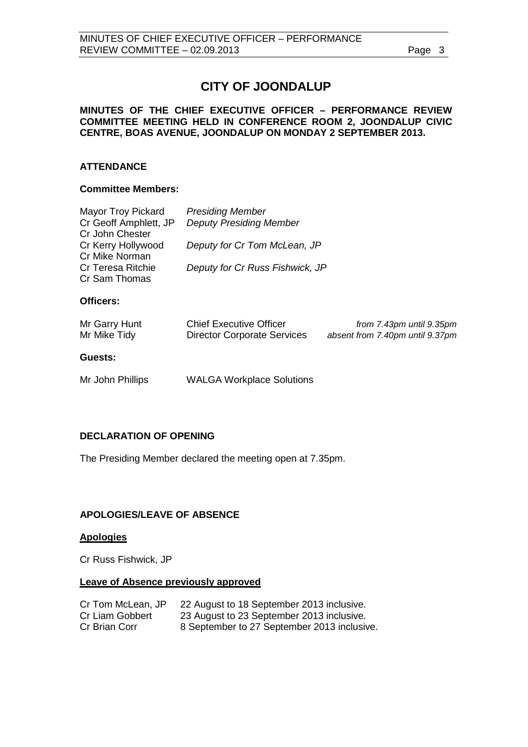# CITY OF JOONDALUP

**MINUTES OF THE CHIEF EXECUTIVE OFFICER – PERFORMANCE REVIEW COMMITTEE MEETING HELD IN CONFERENCE ROOM 2, JOONDALUP CIVIC CENTRE, BOAS AVENUE, JOONDALUP ON MONDAY 2 SEPTEMBER 2013.**

## ATTENDANCE

### Committee Members:

| | |
|---|---|
| Mayor Troy Pickard | *Presiding Member* |
| Cr Geoff Amphlett, JP | *Deputy Presiding Member* |
| Cr John Chester | |
| Cr Kerry Hollywood | *Deputy for Cr Tom McLean, JP* |
| Cr Mike Norman | |
| Cr Teresa Ritchie | *Deputy for Cr Russ Fishwick, JP* |
| Cr Sam Thomas | |

### Officers:

| | | |
|---|---|---|
| Mr Garry Hunt | Chief Executive Officer | *from 7.43pm until 9.35pm* |
| Mr Mike Tidy | Director Corporate Services | *absent from 7.40pm until 9.37pm* |

### Guests:

| | |
|---|---|
| Mr John Phillips | WALGA Workplace Solutions |

## DECLARATION OF OPENING

The Presiding Member declared the meeting open at 7.35pm.

## APOLOGIES/LEAVE OF ABSENCE

### Apologies

Cr Russ Fishwick, JP

### Leave of Absence previously approved

| | |
|---|---|
| Cr Tom McLean, JP | 22 August to 18 September 2013 inclusive. |
| Cr Liam Gobbert | 23 August to 23 September 2013 inclusive. |
| Cr Brian Corr | 8 September to 27 September 2013 inclusive. |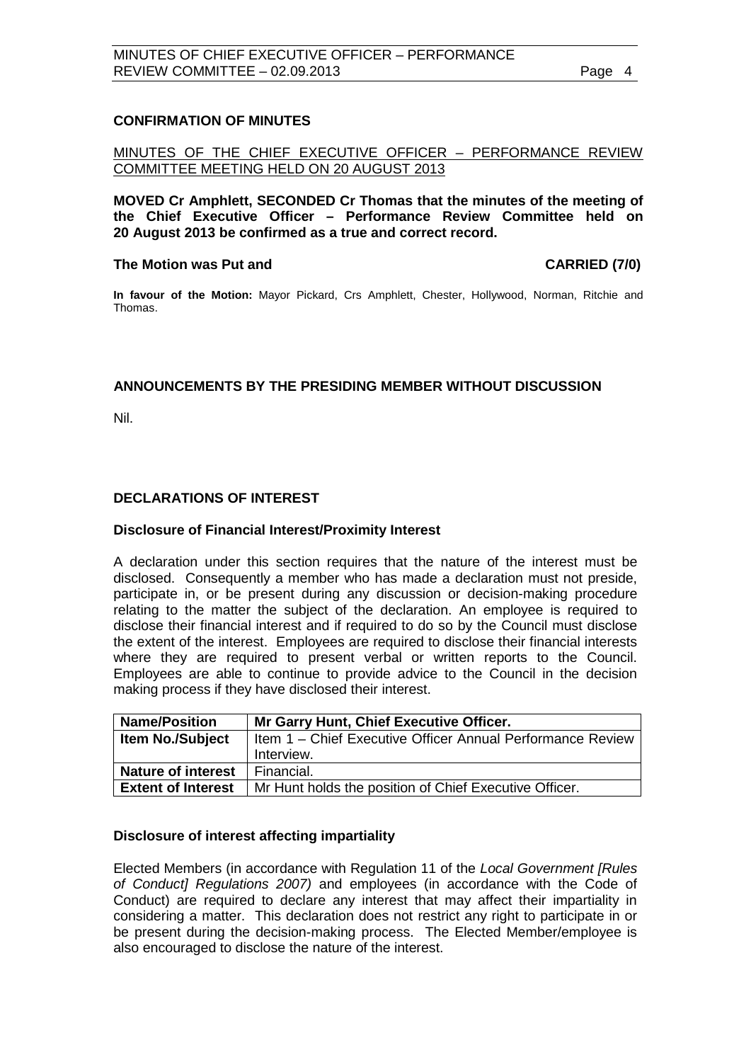## CONFIRMATION OF MINUTES

MINUTES OF THE CHIEF EXECUTIVE OFFICER – PERFORMANCE REVIEW COMMITTEE MEETING HELD ON 20 AUGUST 2013

**MOVED Cr Amphlett, SECONDED Cr Thomas that the minutes of the meeting of the Chief Executive Officer – Performance Review Committee held on 20 August 2013 be confirmed as a true and correct record.**

**The Motion was Put and CARRIED (7/0)**

**In favour of the Motion:** Mayor Pickard, Crs Amphlett, Chester, Hollywood, Norman, Ritchie and Thomas.

## ANNOUNCEMENTS BY THE PRESIDING MEMBER WITHOUT DISCUSSION

Nil.

## DECLARATIONS OF INTEREST

### Disclosure of Financial Interest/Proximity Interest

A declaration under this section requires that the nature of the interest must be disclosed. Consequently a member who has made a declaration must not preside, participate in, or be present during any discussion or decision-making procedure relating to the matter the subject of the declaration. An employee is required to disclose their financial interest and if required to do so by the Council must disclose the extent of the interest. Employees are required to disclose their financial interests where they are required to present verbal or written reports to the Council. Employees are able to continue to provide advice to the Council in the decision making process if they have disclosed their interest.

| **Name/Position** | **Mr Garry Hunt, Chief Executive Officer.** |
|---|---|
| **Item No./Subject** | Item 1 – Chief Executive Officer Annual Performance Review Interview. |
| **Nature of interest** | Financial. |
| **Extent of Interest** | Mr Hunt holds the position of Chief Executive Officer. |

### Disclosure of interest affecting impartiality

Elected Members (in accordance with Regulation 11 of the *Local Government [Rules of Conduct] Regulations 2007)* and employees (in accordance with the Code of Conduct) are required to declare any interest that may affect their impartiality in considering a matter. This declaration does not restrict any right to participate in or be present during the decision-making process. The Elected Member/employee is also encouraged to disclose the nature of the interest.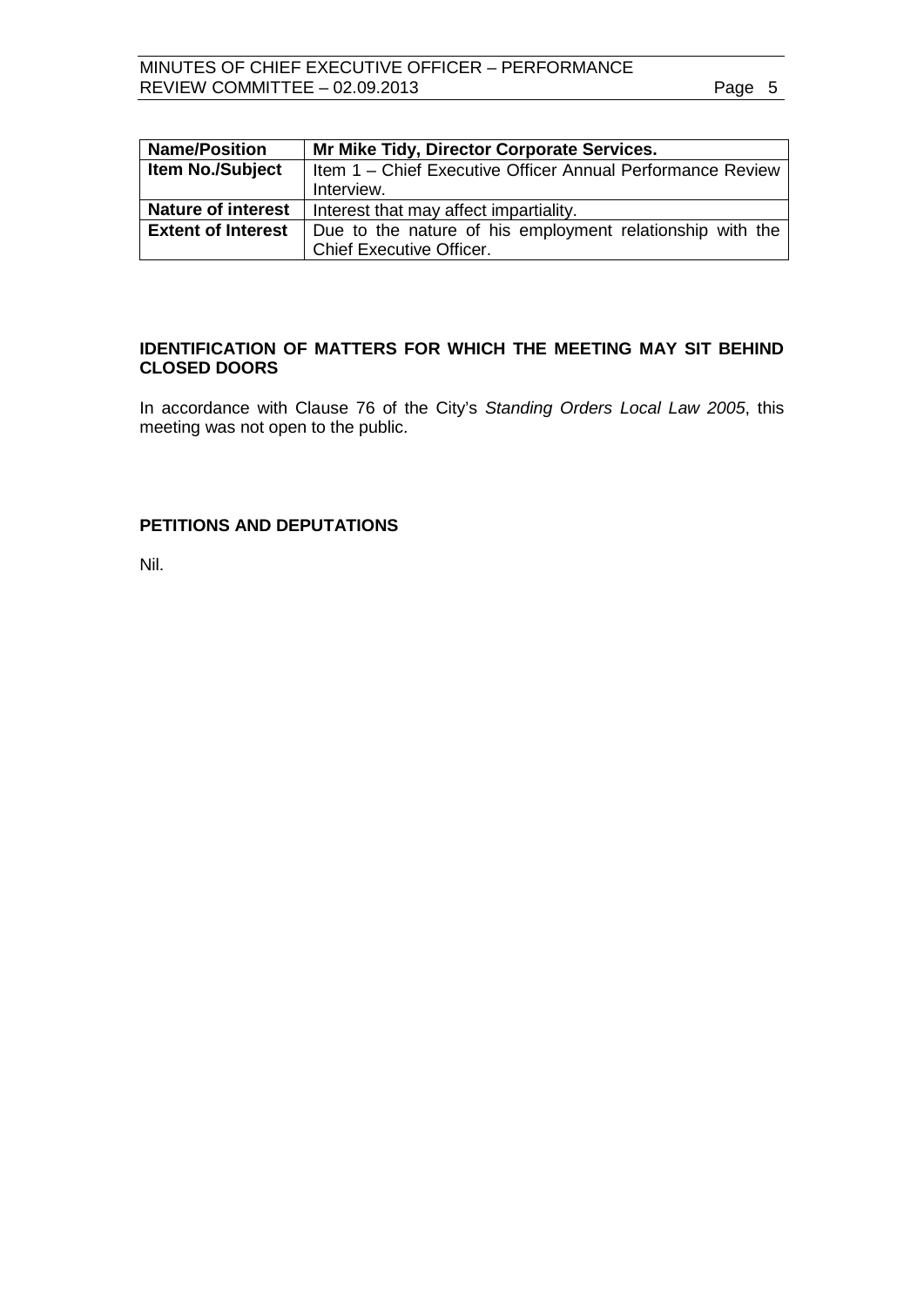| **Name/Position** | **Mr Mike Tidy, Director Corporate Services.** |
|---|---|
| **Item No./Subject** | Item 1 – Chief Executive Officer Annual Performance Review Interview. |
| **Nature of interest** | Interest that may affect impartiality. |
| **Extent of Interest** | Due to the nature of his employment relationship with the Chief Executive Officer. |

## IDENTIFICATION OF MATTERS FOR WHICH THE MEETING MAY SIT BEHIND CLOSED DOORS

In accordance with Clause 76 of the City's *Standing Orders Local Law 2005*, this meeting was not open to the public.

## PETITIONS AND DEPUTATIONS

Nil.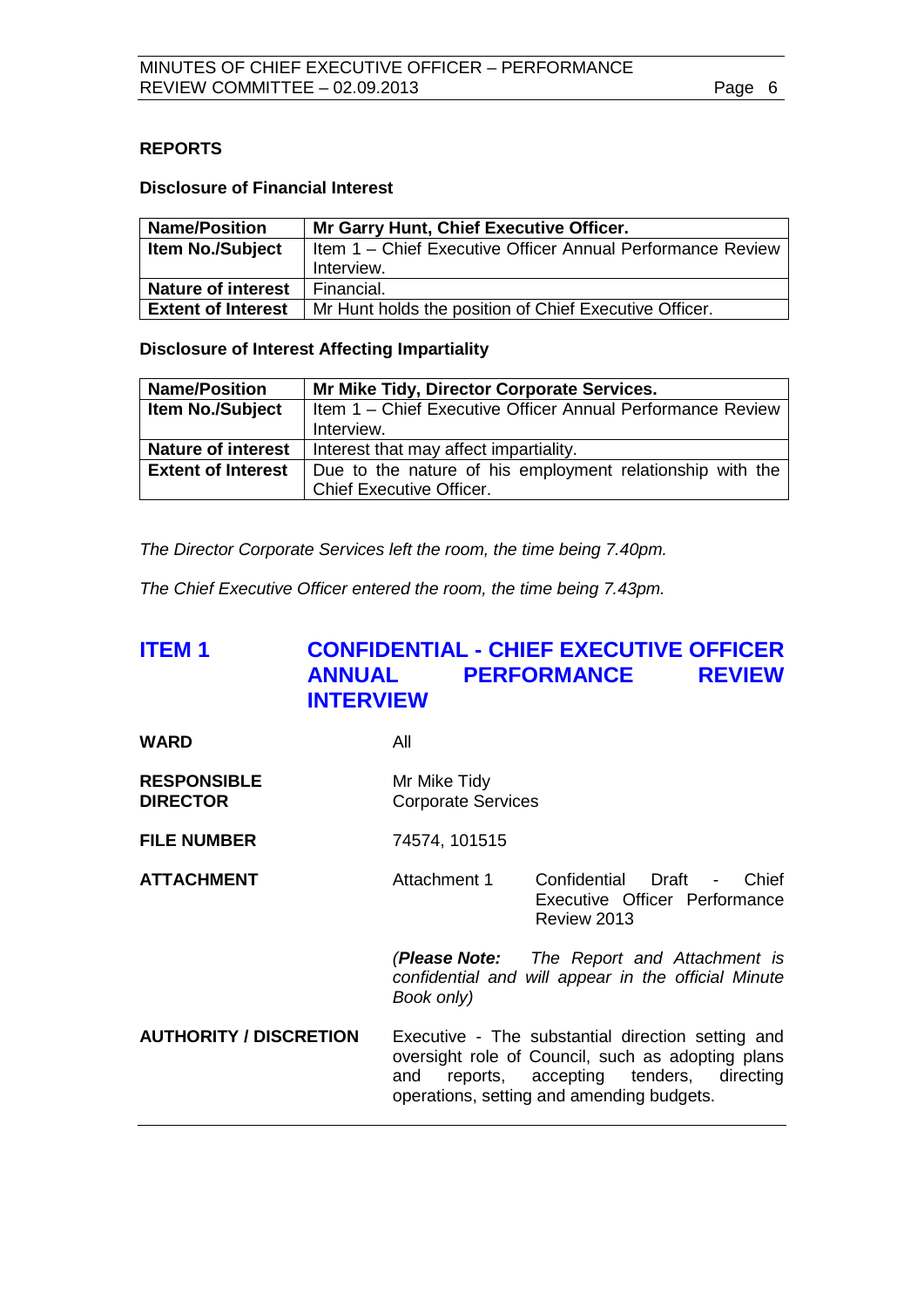## REPORTS

### Disclosure of Financial Interest

| **Name/Position** | **Mr Garry Hunt, Chief Executive Officer.** |
|---|---|
| **Item No./Subject** | Item 1 – Chief Executive Officer Annual Performance Review Interview. |
| **Nature of interest** | Financial. |
| **Extent of Interest** | Mr Hunt holds the position of Chief Executive Officer. |

### Disclosure of Interest Affecting Impartiality

| **Name/Position** | **Mr Mike Tidy, Director Corporate Services.** |
|---|---|
| **Item No./Subject** | Item 1 – Chief Executive Officer Annual Performance Review Interview. |
| **Nature of interest** | Interest that may affect impartiality. |
| **Extent of Interest** | Due to the nature of his employment relationship with the Chief Executive Officer. |

*The Director Corporate Services left the room, the time being 7.40pm.*

*The Chief Executive Officer entered the room, the time being 7.43pm.*

## ITEM 1 CONFIDENTIAL - CHIEF EXECUTIVE OFFICER ANNUAL PERFORMANCE REVIEW INTERVIEW

**WARD** All

**RESPONSIBLE DIRECTOR** Mr Mike Tidy
Corporate Services

**FILE NUMBER** 74574, 101515

**ATTACHMENT** Attachment 1 Confidential Draft - Chief Executive Officer Performance Review 2013

*(**Please Note:** The Report and Attachment is confidential and will appear in the official Minute Book only)*

**AUTHORITY / DISCRETION** Executive - The substantial direction setting and oversight role of Council, such as adopting plans and reports, accepting tenders, directing operations, setting and amending budgets.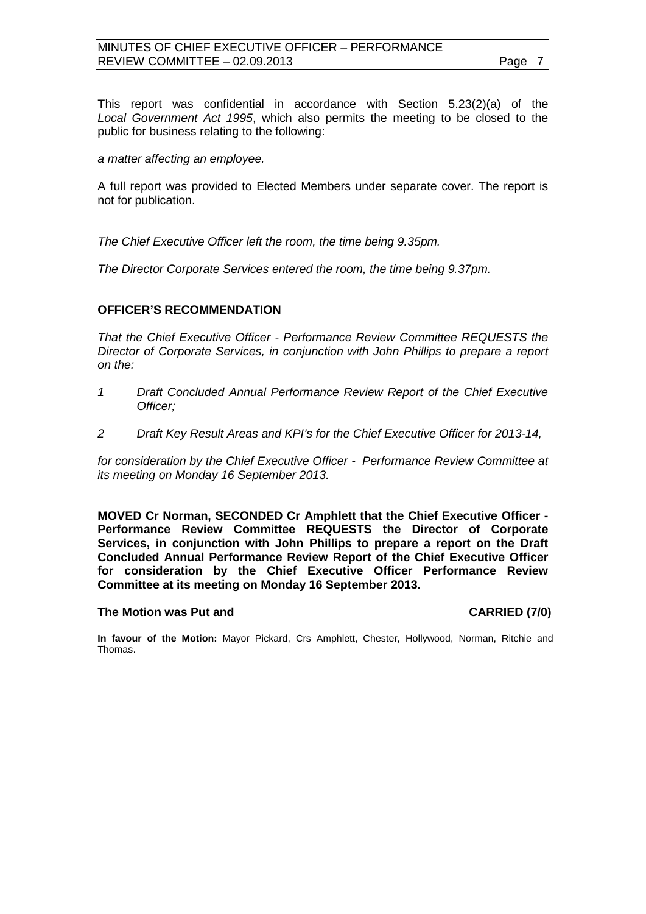This report was confidential in accordance with Section 5.23(2)(a) of the *Local Government Act 1995*, which also permits the meeting to be closed to the public for business relating to the following:

*a matter affecting an employee.*

A full report was provided to Elected Members under separate cover. The report is not for publication.

*The Chief Executive Officer left the room, the time being 9.35pm.*

*The Director Corporate Services entered the room, the time being 9.37pm.*

**OFFICER'S RECOMMENDATION**

*That the Chief Executive Officer - Performance Review Committee REQUESTS the Director of Corporate Services, in conjunction with John Phillips to prepare a report on the:*

*1 Draft Concluded Annual Performance Review Report of the Chief Executive Officer;*

*2 Draft Key Result Areas and KPI's for the Chief Executive Officer for 2013-14,*

*for consideration by the Chief Executive Officer - Performance Review Committee at its meeting on Monday 16 September 2013.*

**MOVED Cr Norman, SECONDED Cr Amphlett that the Chief Executive Officer - Performance Review Committee REQUESTS the Director of Corporate Services, in conjunction with John Phillips to prepare a report on the Draft Concluded Annual Performance Review Report of the Chief Executive Officer for consideration by the Chief Executive Officer Performance Review Committee at its meeting on Monday 16 September 2013.**

**The Motion was Put and CARRIED (7/0)**

**In favour of the Motion:** Mayor Pickard, Crs Amphlett, Chester, Hollywood, Norman, Ritchie and Thomas.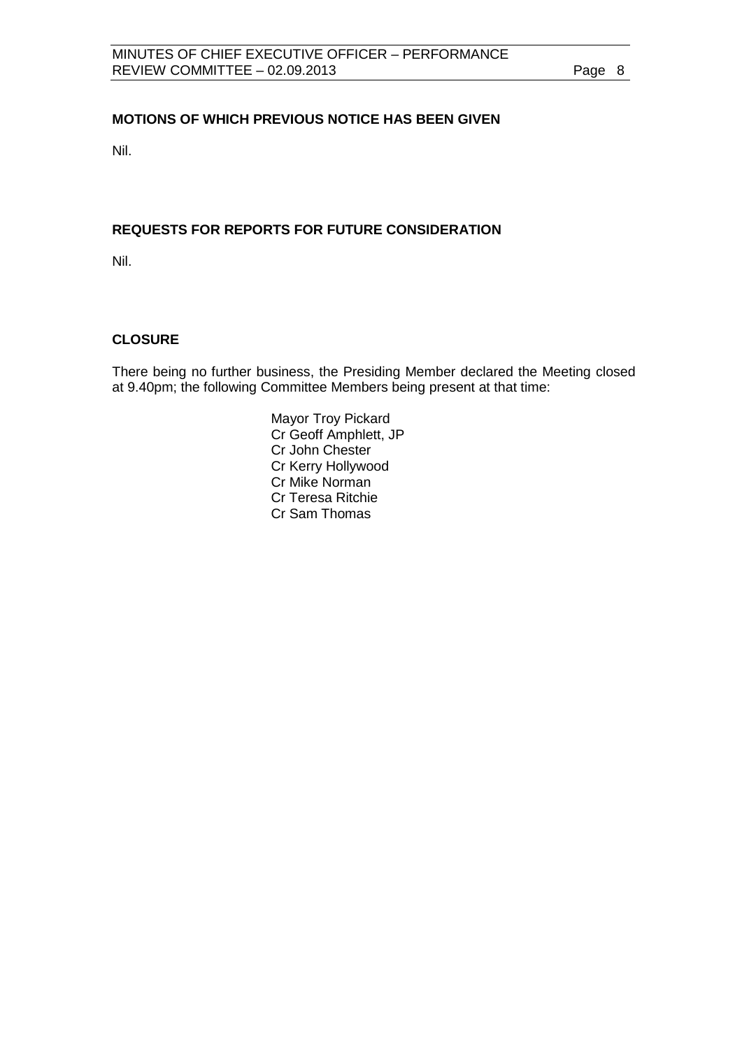## MOTIONS OF WHICH PREVIOUS NOTICE HAS BEEN GIVEN

Nil.

## REQUESTS FOR REPORTS FOR FUTURE CONSIDERATION

Nil.

## CLOSURE

There being no further business, the Presiding Member declared the Meeting closed at 9.40pm; the following Committee Members being present at that time:

Mayor Troy Pickard
Cr Geoff Amphlett, JP
Cr John Chester
Cr Kerry Hollywood
Cr Mike Norman
Cr Teresa Ritchie
Cr Sam Thomas